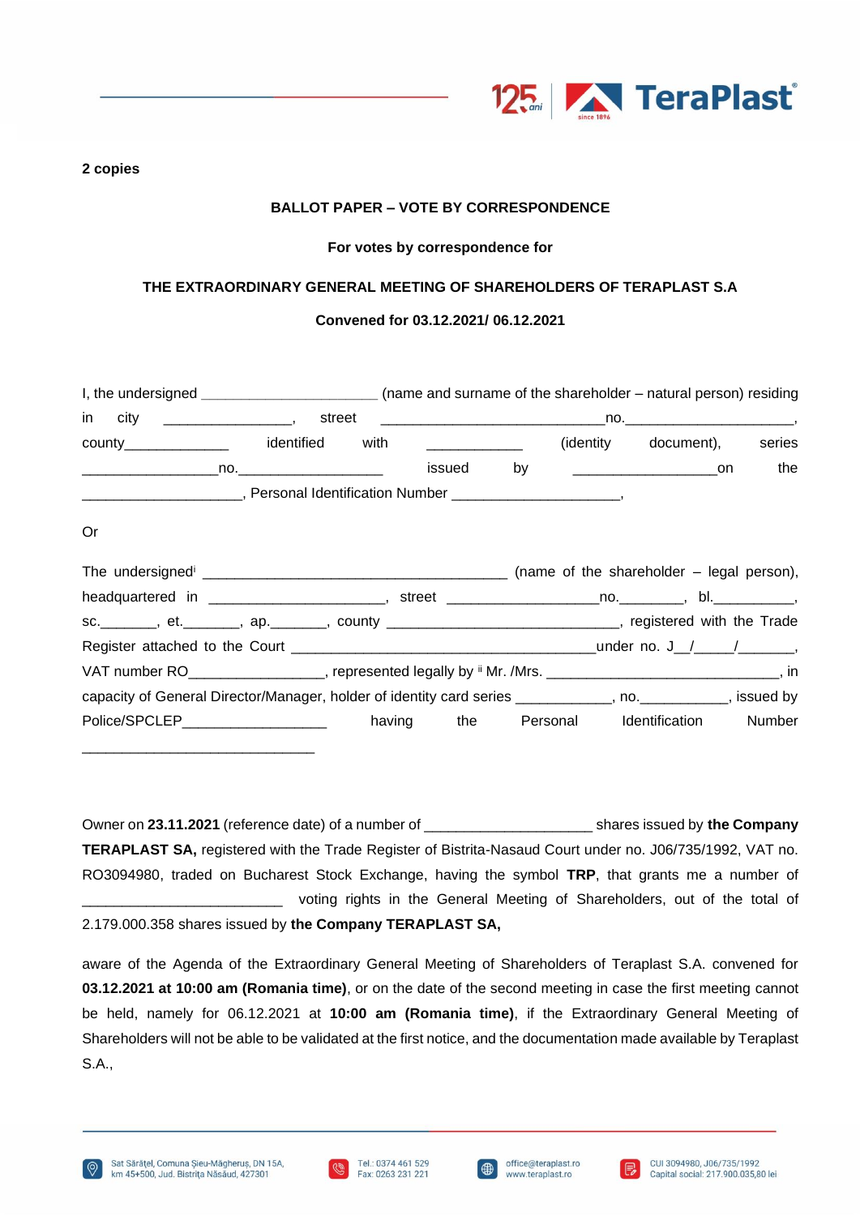**2 copies**

**BALLOT PAPER – VOTE BY CORRESPONDENCE**

**For votes by correspondence for**

**THE EXTRAORDINARY GENERAL MEETING OF SHAREHOLDERS OF TERAPLAST S.A**

**Convened for 03.12.2021/ 06.12.2021**

I, the undersigned ______________________ (name and surname of the shareholder – natural person) residing in city ________________, street ____________________________no.____________________, county_____________ identified with ____________ (identity document), series _________________no.___________________ issued by __________________on the ____________________, Personal Identification Number _____________________,

Or

The undersigned[i] _______________________________________ (name of the shareholder – legal person), headquartered in ______________________, street ___________________no.________, bl.__________, sc._______, et._______, ap._______, county _____________________________, registered with the Trade Register attached to the Court _______________________________________under no. J__/_____/_______, VAT number RO_________________, represented legally by [ii] Mr. /Mrs. ______________________________, in capacity of General Director/Manager, holder of identity card series ____________, no.___________, issued by Police/SPCLEP__________________ having the Personal Identification Number ______________________________

Owner on **23.11.2021** (reference date) of a number of _____________________ shares issued by **the Company TERAPLAST SA,** registered with the Trade Register of Bistrita-Nasaud Court under no. J06/735/1992, VAT no. RO3094980, traded on Bucharest Stock Exchange, having the symbol **TRP**, that grants me a number of _________________________ voting rights in the General Meeting of Shareholders, out of the total of 2.179.000.358 shares issued by **the Company TERAPLAST SA,**

aware of the Agenda of the Extraordinary General Meeting of Shareholders of Teraplast S.A. convened for **03.12.2021 at 10:00 am (Romania time)**, or on the date of the second meeting in case the first meeting cannot be held, namely for 06.12.2021 at **10:00 am (Romania time)**, if the Extraordinary General Meeting of Shareholders will not be able to be validated at the first notice, and the documentation made available by Teraplast S.A.,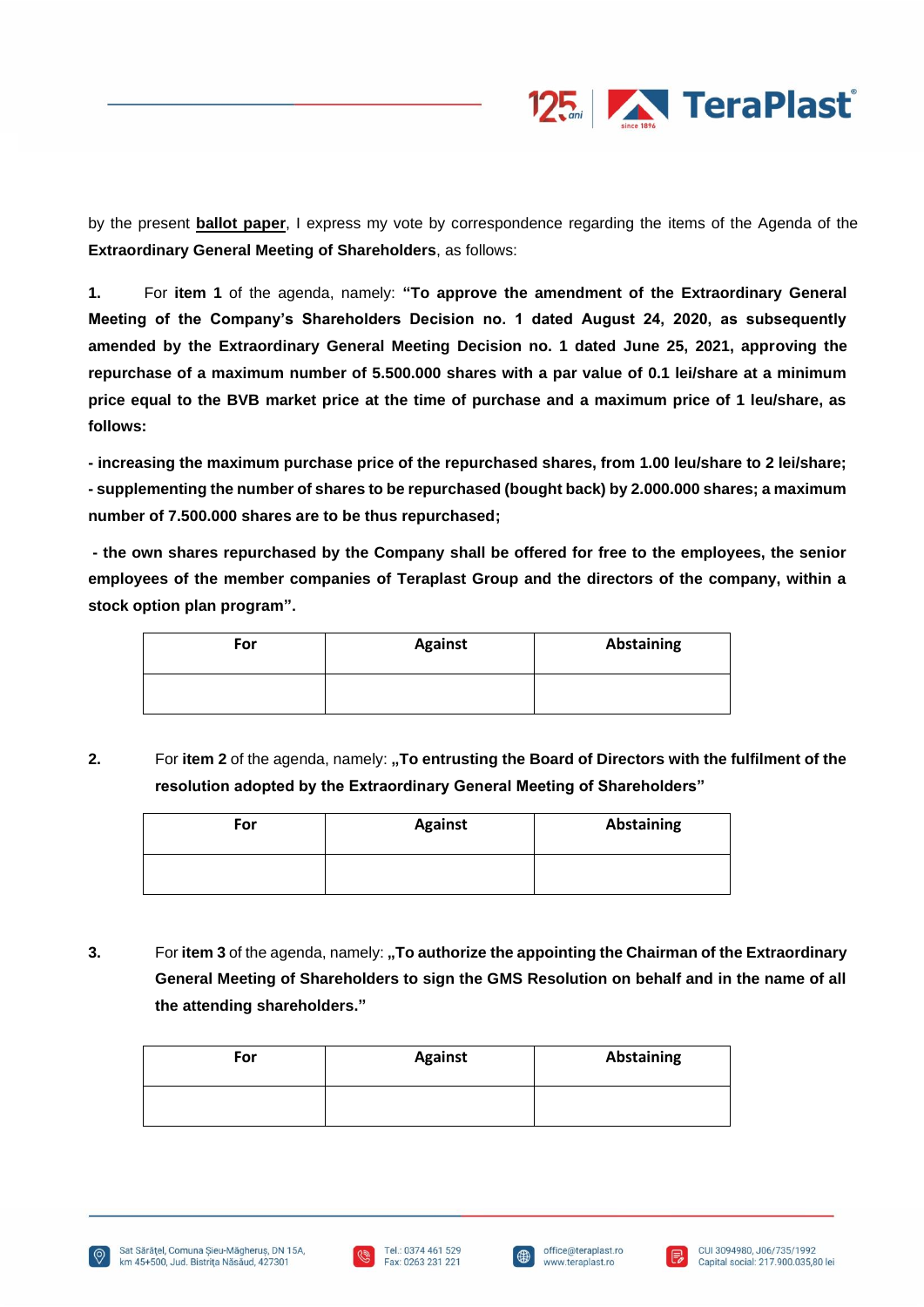by the present **ballot paper**, I express my vote by correspondence regarding the items of the Agenda of the **Extraordinary General Meeting of Shareholders**, as follows:

**1.** For **item 1** of the agenda, namely: **"To approve the amendment of the Extraordinary General Meeting of the Company's Shareholders Decision no. 1 dated August 24, 2020, as subsequently amended by the Extraordinary General Meeting Decision no. 1 dated June 25, 2021, approving the repurchase of a maximum number of 5.500.000 shares with a par value of 0.1 lei/share at a minimum price equal to the BVB market price at the time of purchase and a maximum price of 1 leu/share, as follows:**

**- increasing the maximum purchase price of the repurchased shares, from 1.00 leu/share to 2 lei/share;**
**- supplementing the number of shares to be repurchased (bought back) by 2.000.000 shares; a maximum number of 7.500.000 shares are to be thus repurchased;**

**- the own shares repurchased by the Company shall be offered for free to the employees, the senior employees of the member companies of Teraplast Group and the directors of the company, within a stock option plan program".**

| For | Against | Abstaining |
|---|---|---|
| | | |

**2.** For **item 2** of the agenda, namely: **„To entrusting the Board of Directors with the fulfilment of the resolution adopted by the Extraordinary General Meeting of Shareholders"**

| For | Against | Abstaining |
|---|---|---|
| | | |

**3.** For **item 3** of the agenda, namely: **„To authorize the appointing the Chairman of the Extraordinary General Meeting of Shareholders to sign the GMS Resolution on behalf and in the name of all the attending shareholders."**

| For | Against | Abstaining |
|---|---|---|
| | | |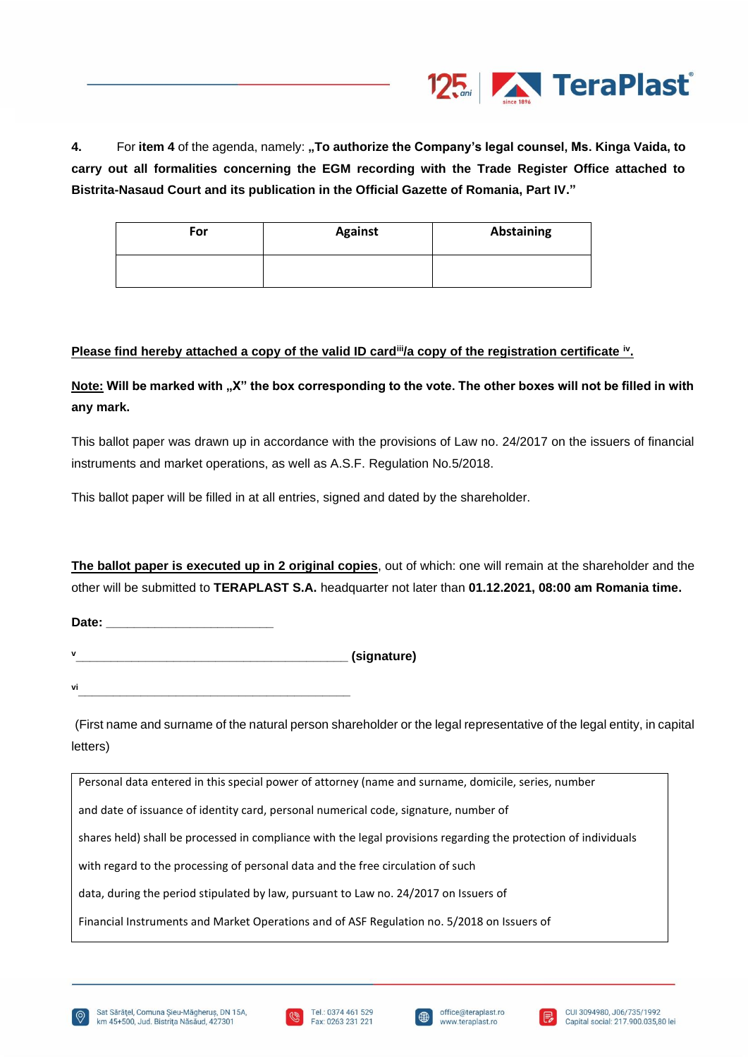**4.** For **item 4** of the agenda, namely: **„To authorize the Company's legal counsel, Ms. Kinga Vaida, to carry out all formalities concerning the EGM recording with the Trade Register Office attached to Bistrita-Nasaud Court and its publication in the Official Gazette of Romania, Part IV."**

| For | Against | Abstaining |
|---|---|---|
| | | |

**Please find hereby attached a copy of the valid ID card[iii]/a copy of the registration certificate [iv].**

**Note: Will be marked with „X" the box corresponding to the vote. The other boxes will not be filled in with any mark.**

This ballot paper was drawn up in accordance with the provisions of Law no. 24/2017 on the issuers of financial instruments and market operations, as well as A.S.F. Regulation No.5/2018.

This ballot paper will be filled in at all entries, signed and dated by the shareholder.

**The ballot paper is executed up in 2 original copies**, out of which: one will remain at the shareholder and the other will be submitted to **TERAPLAST S.A.** headquarter not later than **01.12.2021, 08:00 am Romania time.**

**Date:** _______________________

[v]_______________________________________ **(signature)**

[vi]_______________________________________

(First name and surname of the natural person shareholder or the legal representative of the legal entity, in capital letters)

| Personal data entered in this special power of attorney (name and surname, domicile, series, number and date of issuance of identity card, personal numerical code, signature, number of shares held) shall be processed in compliance with the legal provisions regarding the protection of individuals with regard to the processing of personal data and the free circulation of such data, during the period stipulated by law, pursuant to Law no. 24/2017 on Issuers of Financial Instruments and Market Operations and of ASF Regulation no. 5/2018 on Issuers of |
|---|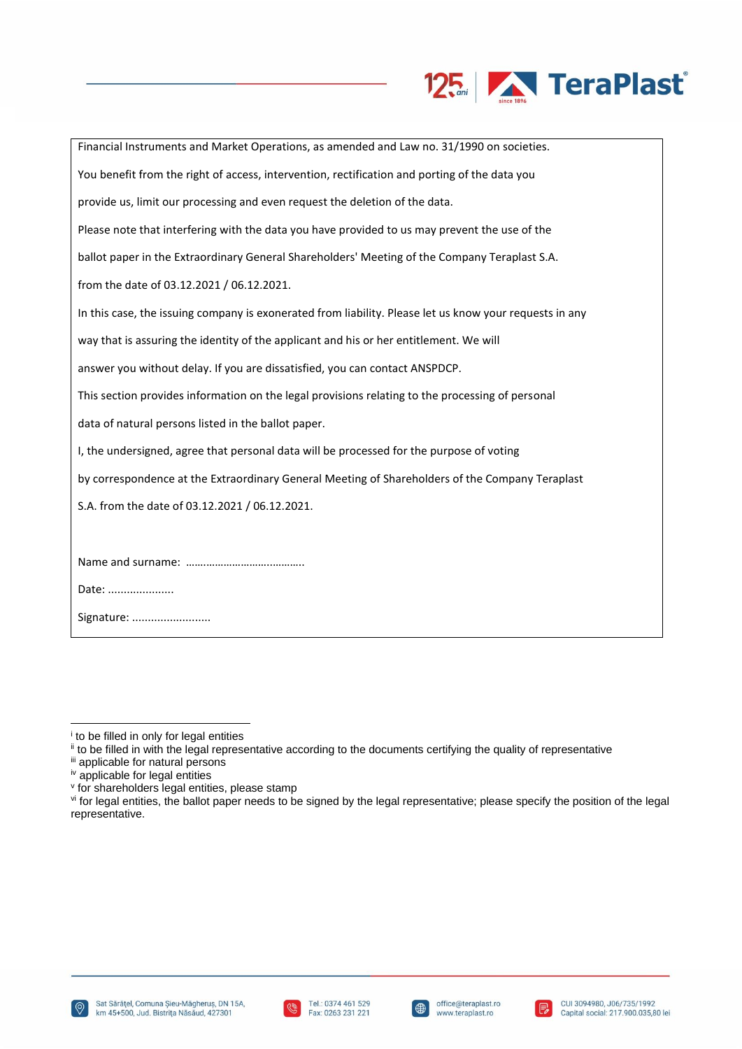Financial Instruments and Market Operations, as amended and Law no. 31/1990 on societies.

You benefit from the right of access, intervention, rectification and porting of the data you provide us, limit our processing and even request the deletion of the data.

Please note that interfering with the data you have provided to us may prevent the use of the ballot paper in the Extraordinary General Shareholders' Meeting of the Company Teraplast S.A. from the date of 03.12.2021 / 06.12.2021.

In this case, the issuing company is exonerated from liability. Please let us know your requests in any way that is assuring the identity of the applicant and his or her entitlement. We will answer you without delay. If you are dissatisfied, you can contact ANSPDCP.

This section provides information on the legal provisions relating to the processing of personal data of natural persons listed in the ballot paper.

I, the undersigned, agree that personal data will be processed for the purpose of voting by correspondence at the Extraordinary General Meeting of Shareholders of the Company Teraplast S.A. from the date of 03.12.2021 / 06.12.2021.

Name and surname: ………………………………….

Date: .....................

Signature: .........................

---

[i] to be filled in only for legal entities
[ii] to be filled in with the legal representative according to the documents certifying the quality of representative
[iii] applicable for natural persons
[iv] applicable for legal entities
[v] for shareholders legal entities, please stamp
[vi] for legal entities, the ballot paper needs to be signed by the legal representative; please specify the position of the legal representative.